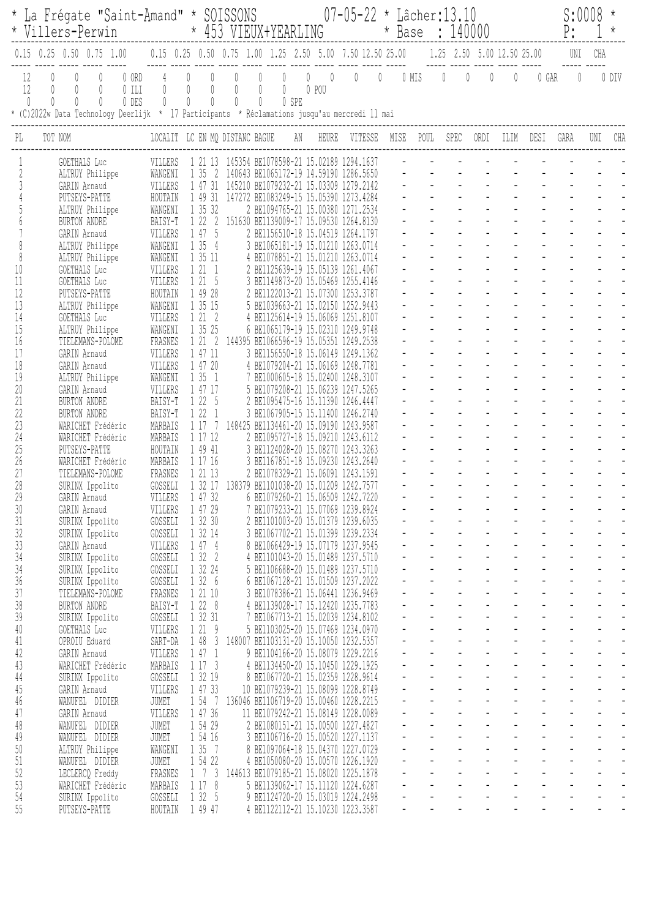\* La Frégate "Saint-Amand" \* SOISSONS 07-05-22 \* Lâcher:13.10 S:0008 \*
\* Villers-Perwin \* 453 VIEUX+YEARLING \* Base : 140000 P: 1 \*

| 0.15 | 0.25 | 0.50 | 0.75 | 1.00 | | 0.15 | 0.25 | 0.50 | 0.75 | 1.00 | 1.25 | 2.50 | 5.00 | 7.50 | 12.50 | 25.00 | | 1.25 | 2.50 | 5.00 | 12.50 | 25.00 | | UNI | CHA | |
|---|---|---|---|---|---|---|---|---|---|---|---|---|---|---|---|---|---|---|---|---|---|---|---|---|---|---|
| 12 | 0 | 0 | 0 | 0 | ORD | 4 | 0 | 0 | 0 | 0 | 0 | 0 | 0 | 0 | 0 | 0 | MIS | 0 | 0 | 0 | 0 | 0 | GAR | 0 | 0 | DIV |
| 12 | 0 | 0 | 0 | 0 | ILI | 0 | 0 | 0 | 0 | 0 | 0 | 0 | POU | | | | | | | | | | | | | |
| 0 | 0 | 0 | 0 | 0 | DES | 0 | 0 | 0 | 0 | 0 | 0 | SPE | | | | | | | | | | | | | | |

\* (C)2022w Data Technology Deerlijk \* 17 Participants \* Réclamations jusqu'au mercredi 11 mai

| PL | TOT NOM | LOCALIT | LC | EN | MQ | DISTANC | BAGUE | AN | HEURE | VITESSE | MISE | POUL | SPEC | ORDI | ILIM | DESI | GARA | UNI | CHA |
|---|---|---|---|---|---|---|---|---|---|---|---|---|---|---|---|---|---|---|---|
| 1 | GOETHALS Luc | VILLERS | 1 | 21 | 13 | 145354 | BE1078598-21 | | 15.02189 | 1294.1637 | - | - | - | - | - | - | - | - | - |
| 2 | ALTRUY Philippe | WANGENI | 1 | 35 | 2 | 140643 | BE1065172-19 | | 14.59190 | 1286.5650 | - | - | - | - | - | - | - | - | - |
| 3 | GARIN Arnaud | VILLERS | 1 | 47 | 31 | 145210 | BE1079232-21 | | 15.03309 | 1279.2142 | - | - | - | - | - | - | - | - | - |
| 4 | PUTSEYS-PATTE | HOUTAIN | 1 | 49 | 31 | 147272 | BE1083249-15 | | 15.05390 | 1273.4284 | - | - | - | - | - | - | - | - | - |
| 5 | ALTRUY Philippe | WANGENI | 1 | 35 | 32 | 2 | BE1094765-21 | | 15.00380 | 1271.2534 | - | - | - | - | - | - | - | - | - |
| 6 | BURTON ANDRE | BAISY-T | 1 | 22 | 2 | 151630 | BE1139009-17 | | 15.09530 | 1264.8130 | - | - | - | - | - | - | - | - | - |
| 7 | GARIN Arnaud | VILLERS | 1 | 47 | 5 | 2 | BE1156510-18 | | 15.04519 | 1264.1797 | - | - | - | - | - | - | - | - | - |
| 8 | ALTRUY Philippe | WANGENI | 1 | 35 | 4 | 3 | BE1065181-19 | | 15.01210 | 1263.0714 | - | - | - | - | - | - | - | - | - |
| 8 | ALTRUY Philippe | WANGENI | 1 | 35 | 11 | 4 | BE1078851-21 | | 15.01210 | 1263.0714 | - | - | - | - | - | - | - | - | - |
| 10 | GOETHALS Luc | VILLERS | 1 | 21 | 1 | 2 | BE1125639-19 | | 15.05139 | 1261.4067 | - | - | - | - | - | - | - | - | - |
| 11 | GOETHALS Luc | VILLERS | 1 | 21 | 5 | 3 | BE1149873-20 | | 15.05469 | 1255.4146 | - | - | - | - | - | - | - | - | - |
| 12 | PUTSEYS-PATTE | HOUTAIN | 1 | 49 | 28 | 2 | BE1122013-21 | | 15.07300 | 1253.3787 | - | - | - | - | - | - | - | - | - |
| 13 | ALTRUY Philippe | WANGENI | 1 | 35 | 15 | 5 | BE1039663-21 | | 15.02150 | 1252.9443 | - | - | - | - | - | - | - | - | - |
| 14 | GOETHALS Luc | VILLERS | 1 | 21 | 2 | 4 | BE1125614-19 | | 15.06069 | 1251.8107 | - | - | - | - | - | - | - | - | - |
| 15 | ALTRUY Philippe | WANGENI | 1 | 35 | 25 | 6 | BE1065179-19 | | 15.02310 | 1249.9748 | - | - | - | - | - | - | - | - | - |
| 16 | TIELEMANS-POLOME | FRASNES | 1 | 21 | 2 | 144395 | BE1066596-19 | | 15.05351 | 1249.2538 | - | - | - | - | - | - | - | - | - |
| 17 | GARIN Arnaud | VILLERS | 1 | 47 | 11 | 3 | BE1156550-18 | | 15.06149 | 1249.1362 | - | - | - | - | - | - | - | - | - |
| 18 | GARIN Arnaud | VILLERS | 1 | 47 | 20 | 4 | BE1079204-21 | | 15.06169 | 1248.7781 | - | - | - | - | - | - | - | - | - |
| 19 | ALTRUY Philippe | WANGENI | 1 | 35 | 1 | 7 | BE1000605-18 | | 15.02400 | 1248.3107 | - | - | - | - | - | - | - | - | - |
| 20 | GARIN Arnaud | VILLERS | 1 | 47 | 17 | 5 | BE1079208-21 | | 15.06239 | 1247.5265 | - | - | - | - | - | - | - | - | - |
| 21 | BURTON ANDRE | BAISY-T | 1 | 22 | 5 | 2 | BE1095475-16 | | 15.11390 | 1246.4447 | - | - | - | - | - | - | - | - | - |
| 22 | BURTON ANDRE | BAISY-T | 1 | 22 | 1 | 3 | BE1067905-15 | | 15.11400 | 1246.2740 | - | - | - | - | - | - | - | - | - |
| 23 | WARICHET Frédéric | MARBAIS | 1 | 17 | 7 | 148425 | BE1134461-20 | | 15.09190 | 1243.9587 | - | - | - | - | - | - | - | - | - |
| 24 | WARICHET Frédéric | MARBAIS | 1 | 17 | 12 | 2 | BE1095727-18 | | 15.09210 | 1243.6112 | - | - | - | - | - | - | - | - | - |
| 25 | PUTSEYS-PATTE | HOUTAIN | 1 | 49 | 41 | 3 | BE1124028-20 | | 15.08270 | 1243.3263 | - | - | - | - | - | - | - | - | - |
| 26 | WARICHET Frédéric | MARBAIS | 1 | 17 | 16 | 3 | BE1167851-18 | | 15.09230 | 1243.2640 | - | - | - | - | - | - | - | - | - |
| 27 | TIELEMANS-POLOME | FRASNES | 1 | 21 | 13 | 2 | BE1078329-21 | | 15.06091 | 1243.1591 | - | - | - | - | - | - | - | - | - |
| 28 | SURINX Ippolito | GOSSELI | 1 | 32 | 17 | 138379 | BE1101038-20 | | 15.01209 | 1242.7577 | - | - | - | - | - | - | - | - | - |
| 29 | GARIN Arnaud | VILLERS | 1 | 47 | 32 | 6 | BE1079260-21 | | 15.06509 | 1242.7220 | - | - | - | - | - | - | - | - | - |
| 30 | GARIN Arnaud | VILLERS | 1 | 47 | 29 | 7 | BE1079233-21 | | 15.07069 | 1239.8924 | - | - | - | - | - | - | - | - | - |
| 31 | SURINX Ippolito | GOSSELI | 1 | 32 | 30 | 2 | BE1101003-20 | | 15.01379 | 1239.6035 | - | - | - | - | - | - | - | - | - |
| 32 | SURINX Ippolito | GOSSELI | 1 | 32 | 14 | 3 | BE1067702-21 | | 15.01399 | 1239.2334 | - | - | - | - | - | - | - | - | - |
| 33 | GARIN Arnaud | VILLERS | 1 | 47 | 4 | 8 | BE1066429-19 | | 15.07179 | 1237.9545 | - | - | - | - | - | - | - | - | - |
| 34 | SURINX Ippolito | GOSSELI | 1 | 32 | 2 | 4 | BE1101043-20 | | 15.01489 | 1237.5710 | - | - | - | - | - | - | - | - | - |
| 34 | SURINX Ippolito | GOSSELI | 1 | 32 | 24 | 5 | BE1106688-20 | | 15.01489 | 1237.5710 | - | - | - | - | - | - | - | - | - |
| 36 | SURINX Ippolito | GOSSELI | 1 | 32 | 6 | 6 | BE1067128-21 | | 15.01509 | 1237.2022 | - | - | - | - | - | - | - | - | - |
| 37 | TIELEMANS-POLOME | FRASNES | 1 | 21 | 10 | 3 | BE1078386-21 | | 15.06441 | 1236.9469 | - | - | - | - | - | - | - | - | - |
| 38 | BURTON ANDRE | BAISY-T | 1 | 22 | 8 | 4 | BE1139028-17 | | 15.12420 | 1235.7783 | - | - | - | - | - | - | - | - | - |
| 39 | SURINX Ippolito | GOSSELI | 1 | 32 | 31 | 7 | BE1067713-21 | | 15.02039 | 1234.8102 | - | - | - | - | - | - | - | - | - |
| 40 | GOETHALS Luc | VILLERS | 1 | 21 | 9 | 5 | BE1103025-20 | | 15.07469 | 1234.0970 | - | - | - | - | - | - | - | - | - |
| 41 | OPROIU Eduard | SART-DA | 1 | 48 | 3 | 148007 | BE1103131-20 | | 15.10050 | 1232.5357 | - | - | - | - | - | - | - | - | - |
| 42 | GARIN Arnaud | VILLERS | 1 | 47 | 1 | 9 | BE1104166-20 | | 15.08079 | 1229.2216 | - | - | - | - | - | - | - | - | - |
| 43 | WARICHET Frédéric | MARBAIS | 1 | 17 | 3 | 4 | BE1134450-20 | | 15.10450 | 1229.1925 | - | - | - | - | - | - | - | - | - |
| 44 | SURINX Ippolito | GOSSELI | 1 | 32 | 19 | 8 | BE1067720-21 | | 15.02359 | 1228.9614 | - | - | - | - | - | - | - | - | - |
| 45 | GARIN Arnaud | VILLERS | 1 | 47 | 33 | 10 | BE1079239-21 | | 15.08099 | 1228.8749 | - | - | - | - | - | - | - | - | - |
| 46 | WANUFEL DIDIER | JUMET | 1 | 54 | 7 | 136046 | BE1106719-20 | | 15.00460 | 1228.2215 | - | - | - | - | - | - | - | - | - |
| 47 | GARIN Arnaud | VILLERS | 1 | 47 | 36 | 11 | BE1079242-21 | | 15.08149 | 1228.0089 | - | - | - | - | - | - | - | - | - |
| 48 | WANUFEL DIDIER | JUMET | 1 | 54 | 29 | 2 | BE1080151-21 | | 15.00500 | 1227.4827 | - | - | - | - | - | - | - | - | - |
| 49 | WANUFEL DIDIER | JUMET | 1 | 54 | 16 | 3 | BE1106716-20 | | 15.00520 | 1227.1137 | - | - | - | - | - | - | - | - | - |
| 50 | ALTRUY Philippe | WANGENI | 1 | 35 | 7 | 8 | BE1097064-18 | | 15.04370 | 1227.0729 | - | - | - | - | - | - | - | - | - |
| 51 | WANUFEL DIDIER | JUMET | 1 | 54 | 22 | 4 | BE1050080-20 | | 15.00570 | 1226.1920 | - | - | - | - | - | - | - | - | - |
| 52 | LECLERCQ Freddy | FRASNES | 1 | 7 | 3 | 144613 | BE1079185-21 | | 15.08020 | 1225.1878 | - | - | - | - | - | - | - | - | - |
| 53 | WARICHET Frédéric | MARBAIS | 1 | 17 | 8 | 5 | BE1139062-17 | | 15.11120 | 1224.6287 | - | - | - | - | - | - | - | - | - |
| 54 | SURINX Ippolito | GOSSELI | 1 | 32 | 5 | 9 | BE1124720-20 | | 15.03019 | 1224.2498 | - | - | - | - | - | - | - | - | - |
| 55 | PUTSEYS-PATTE | HOUTAIN | 1 | 49 | 47 | 4 | BE1122112-21 | | 15.10230 | 1223.3587 | - | - | - | - | - | - | - | - | - |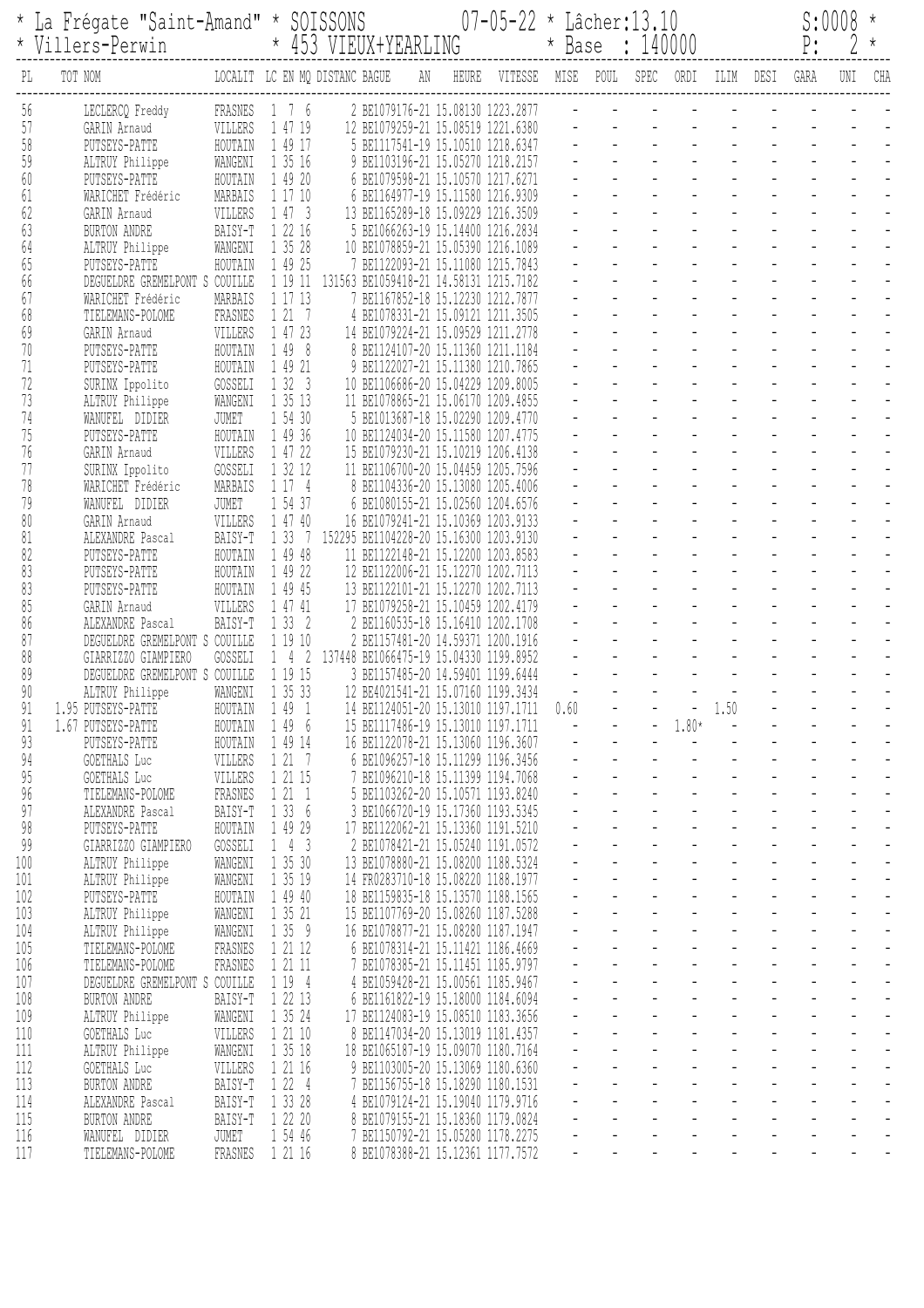\* La Frégate "Saint-Amand" \* SOISSONS 07-05-22 \* Lâcher:13.10 S:0008 \*
\* Villers-Perwin \* 453 VIEUX+YEARLING \* Base : 140000 P: 2 \*

| PL | TOT | NOM | LOCALIT | LC | EN | MQ | DISTANC | BAGUE | AN | HEURE | VITESSE | MISE | POUL | SPEC | ORDI | ILIM | DESI | GARA | UNI | CHA |
|---|---|---|---|---|---|---|---|---|---|---|---|---|---|---|---|---|---|---|---|---|
| 56 | | LECLERCQ Freddy | FRASNES | 1 | 7 | 6 | 2 | BE1079176-21 | | 15.08130 | 1223.2877 | - | - | - | - | - | - | - | - | - |
| 57 | | GARIN Arnaud | VILLERS | 1 | 47 | 19 | 12 | BE1079259-21 | | 15.08519 | 1221.6380 | - | - | - | - | - | - | - | - | - |
| 58 | | PUTSEYS-PATTE | HOUTAIN | 1 | 49 | 17 | 5 | BE1117541-19 | | 15.10510 | 1218.6347 | - | - | - | - | - | - | - | - | - |
| 59 | | ALTRUY Philippe | WANGENI | 1 | 35 | 16 | 9 | BE1103196-21 | | 15.05270 | 1218.2157 | - | - | - | - | - | - | - | - | - |
| 60 | | PUTSEYS-PATTE | HOUTAIN | 1 | 49 | 20 | 6 | BE1079598-21 | | 15.10570 | 1217.6271 | - | - | - | - | - | - | - | - | - |
| 61 | | WARICHET Frédéric | MARBAIS | 1 | 17 | 10 | 6 | BE1164977-19 | | 15.11580 | 1216.9309 | - | - | - | - | - | - | - | - | - |
| 62 | | GARIN Arnaud | VILLERS | 1 | 47 | 3 | 13 | BE1165289-18 | | 15.09229 | 1216.3509 | - | - | - | - | - | - | - | - | - |
| 63 | | BURTON ANDRE | BAISY-T | 1 | 22 | 16 | 5 | BE1066263-19 | | 15.14400 | 1216.2834 | - | - | - | - | - | - | - | - | - |
| 64 | | ALTRUY Philippe | WANGENI | 1 | 35 | 28 | 10 | BE1078859-21 | | 15.05390 | 1216.1089 | - | - | - | - | - | - | - | - | - |
| 65 | | PUTSEYS-PATTE | HOUTAIN | 1 | 49 | 25 | 7 | BE1122093-21 | | 15.11080 | 1215.7843 | - | - | - | - | - | - | - | - | - |
| 66 | | DEGUELDRE GREMELPONT S | COUILLE | 1 | 19 | 11 | 131563 | BE1059418-21 | | 14.58131 | 1215.7182 | - | - | - | - | - | - | - | - | - |
| 67 | | WARICHET Frédéric | MARBAIS | 1 | 17 | 13 | 7 | BE1167852-18 | | 15.12230 | 1212.7877 | - | - | - | - | - | - | - | - | - |
| 68 | | TIELEMANS-POLOME | FRASNES | 1 | 21 | 7 | 4 | BE1078331-21 | | 15.09121 | 1211.3505 | - | - | - | - | - | - | - | - | - |
| 69 | | GARIN Arnaud | VILLERS | 1 | 47 | 23 | 14 | BE1079224-21 | | 15.09529 | 1211.2778 | - | - | - | - | - | - | - | - | - |
| 70 | | PUTSEYS-PATTE | HOUTAIN | 1 | 49 | 8 | 8 | BE1124107-20 | | 15.11360 | 1211.1184 | - | - | - | - | - | - | - | - | - |
| 71 | | PUTSEYS-PATTE | HOUTAIN | 1 | 49 | 21 | 9 | BE1122027-21 | | 15.11380 | 1210.7865 | - | - | - | - | - | - | - | - | - |
| 72 | | SURINX Ippolito | GOSSELI | 1 | 32 | 3 | 10 | BE1106686-20 | | 15.04229 | 1209.8005 | - | - | - | - | - | - | - | - | - |
| 73 | | ALTRUY Philippe | WANGENI | 1 | 35 | 13 | 11 | BE1078865-21 | | 15.06170 | 1209.4855 | - | - | - | - | - | - | - | - | - |
| 74 | | WANUFEL DIDIER | JUMET | 1 | 54 | 30 | 5 | BE1013687-18 | | 15.02290 | 1209.4770 | - | - | - | - | - | - | - | - | - |
| 75 | | PUTSEYS-PATTE | HOUTAIN | 1 | 49 | 36 | 10 | BE1124034-20 | | 15.11580 | 1207.4775 | - | - | - | - | - | - | - | - | - |
| 76 | | GARIN Arnaud | VILLERS | 1 | 47 | 22 | 15 | BE1079230-21 | | 15.10219 | 1206.4138 | - | - | - | - | - | - | - | - | - |
| 77 | | SURINX Ippolito | GOSSELI | 1 | 32 | 12 | 11 | BE1106700-20 | | 15.04459 | 1205.7596 | - | - | - | - | - | - | - | - | - |
| 78 | | WARICHET Frédéric | MARBAIS | 1 | 17 | 4 | 8 | BE1104336-20 | | 15.13080 | 1205.4006 | - | - | - | - | - | - | - | - | - |
| 79 | | WANUFEL DIDIER | JUMET | 1 | 54 | 37 | 6 | BE1080155-21 | | 15.02560 | 1204.6576 | - | - | - | - | - | - | - | - | - |
| 80 | | GARIN Arnaud | VILLERS | 1 | 47 | 40 | 16 | BE1079241-21 | | 15.10369 | 1203.9133 | - | - | - | - | - | - | - | - | - |
| 81 | | ALEXANDRE Pascal | BAISY-T | 1 | 33 | 7 | 152295 | BE1104228-20 | | 15.16300 | 1203.9130 | - | - | - | - | - | - | - | - | - |
| 82 | | PUTSEYS-PATTE | HOUTAIN | 1 | 49 | 48 | 11 | BE1122148-21 | | 15.12200 | 1203.8583 | - | - | - | - | - | - | - | - | - |
| 83 | | PUTSEYS-PATTE | HOUTAIN | 1 | 49 | 22 | 12 | BE1122006-21 | | 15.12270 | 1202.7113 | - | - | - | - | - | - | - | - | - |
| 83 | | PUTSEYS-PATTE | HOUTAIN | 1 | 49 | 45 | 13 | BE1122101-21 | | 15.12270 | 1202.7113 | - | - | - | - | - | - | - | - | - |
| 85 | | GARIN Arnaud | VILLERS | 1 | 47 | 41 | 17 | BE1079258-21 | | 15.10459 | 1202.4179 | - | - | - | - | - | - | - | - | - |
| 86 | | ALEXANDRE Pascal | BAISY-T | 1 | 33 | 2 | 2 | BE1160535-18 | | 15.16410 | 1202.1708 | - | - | - | - | - | - | - | - | - |
| 87 | | DEGUELDRE GREMELPONT S | COUILLE | 1 | 19 | 10 | 2 | BE1157481-20 | | 14.59371 | 1200.1916 | - | - | - | - | - | - | - | - | - |
| 88 | | GIARRIZZO GIAMPIERO | GOSSELI | 1 | 4 | 2 | 137448 | BE1066475-19 | | 15.04330 | 1199.8952 | - | - | - | - | - | - | - | - | - |
| 89 | | DEGUELDRE GREMELPONT S | COUILLE | 1 | 19 | 15 | 3 | BE1157485-20 | | 14.59401 | 1199.6444 | - | - | - | - | - | - | - | - | - |
| 90 | | ALTRUY Philippe | WANGENI | 1 | 35 | 33 | 12 | BE4021541-21 | | 15.07160 | 1199.3434 | - | - | - | - | - | - | - | - | - |
| 91 | 1.95 | PUTSEYS-PATTE | HOUTAIN | 1 | 49 | 1 | 14 | BE1124051-20 | | 15.13010 | 1197.1711 | 0.60 | - | - | - | 1.50 | - | - | - | - |
| 91 | 1.67 | PUTSEYS-PATTE | HOUTAIN | 1 | 49 | 6 | 15 | BE1117486-19 | | 15.13010 | 1197.1711 | - | - | - | 1.80* | - | - | - | - | - |
| 93 | | PUTSEYS-PATTE | HOUTAIN | 1 | 49 | 14 | 16 | BE1122078-21 | | 15.13060 | 1196.3607 | - | - | - | - | - | - | - | - | - |
| 94 | | GOETHALS Luc | VILLERS | 1 | 21 | 7 | 6 | BE1096257-18 | | 15.11299 | 1196.3456 | - | - | - | - | - | - | - | - | - |
| 95 | | GOETHALS Luc | VILLERS | 1 | 21 | 15 | 7 | BE1096210-18 | | 15.11399 | 1194.7068 | - | - | - | - | - | - | - | - | - |
| 96 | | TIELEMANS-POLOME | FRASNES | 1 | 21 | 1 | 5 | BE1103262-20 | | 15.10571 | 1193.8240 | - | - | - | - | - | - | - | - | - |
| 97 | | ALEXANDRE Pascal | BAISY-T | 1 | 33 | 6 | 3 | BE1066720-19 | | 15.17360 | 1193.5345 | - | - | - | - | - | - | - | - | - |
| 98 | | PUTSEYS-PATTE | HOUTAIN | 1 | 49 | 29 | 17 | BE1122062-21 | | 15.13360 | 1191.5210 | - | - | - | - | - | - | - | - | - |
| 99 | | GIARRIZZO GIAMPIERO | GOSSELI | 1 | 4 | 3 | 2 | BE1078421-21 | | 15.05240 | 1191.0572 | - | - | - | - | - | - | - | - | - |
| 100 | | ALTRUY Philippe | WANGENI | 1 | 35 | 30 | 13 | BE1078880-21 | | 15.08200 | 1188.5324 | - | - | - | - | - | - | - | - | - |
| 101 | | ALTRUY Philippe | WANGENI | 1 | 35 | 19 | 14 | FR0283710-18 | | 15.08220 | 1188.1977 | - | - | - | - | - | - | - | - | - |
| 102 | | PUTSEYS-PATTE | HOUTAIN | 1 | 49 | 40 | 18 | BE1159835-18 | | 15.13570 | 1188.1565 | - | - | - | - | - | - | - | - | - |
| 103 | | ALTRUY Philippe | WANGENI | 1 | 35 | 21 | 15 | BE1107769-20 | | 15.08260 | 1187.5288 | - | - | - | - | - | - | - | - | - |
| 104 | | ALTRUY Philippe | WANGENI | 1 | 35 | 9 | 16 | BE1078877-21 | | 15.08280 | 1187.1947 | - | - | - | - | - | - | - | - | - |
| 105 | | TIELEMANS-POLOME | FRASNES | 1 | 21 | 12 | 6 | BE1078314-21 | | 15.11421 | 1186.4669 | - | - | - | - | - | - | - | - | - |
| 106 | | TIELEMANS-POLOME | FRASNES | 1 | 21 | 11 | 7 | BE1078385-21 | | 15.11451 | 1185.9797 | - | - | - | - | - | - | - | - | - |
| 107 | | DEGUELDRE GREMELPONT S | COUILLE | 1 | 19 | 4 | 4 | BE1059428-21 | | 15.00561 | 1185.9467 | - | - | - | - | - | - | - | - | - |
| 108 | | BURTON ANDRE | BAISY-T | 1 | 22 | 13 | 6 | BE1161822-19 | | 15.18000 | 1184.6094 | - | - | - | - | - | - | - | - | - |
| 109 | | ALTRUY Philippe | WANGENI | 1 | 35 | 24 | 17 | BE1124083-19 | | 15.08510 | 1183.3656 | - | - | - | - | - | - | - | - | - |
| 110 | | GOETHALS Luc | VILLERS | 1 | 21 | 10 | 8 | BE1147034-20 | | 15.13019 | 1181.4357 | - | - | - | - | - | - | - | - | - |
| 111 | | ALTRUY Philippe | WANGENI | 1 | 35 | 18 | 18 | BE1065187-19 | | 15.09070 | 1180.7164 | - | - | - | - | - | - | - | - | - |
| 112 | | GOETHALS Luc | VILLERS | 1 | 21 | 16 | 9 | BE1103005-20 | | 15.13069 | 1180.6360 | - | - | - | - | - | - | - | - | - |
| 113 | | BURTON ANDRE | BAISY-T | 1 | 22 | 4 | 7 | BE1156755-18 | | 15.18290 | 1180.1531 | - | - | - | - | - | - | - | - | - |
| 114 | | ALEXANDRE Pascal | BAISY-T | 1 | 33 | 28 | 4 | BE1079124-21 | | 15.19040 | 1179.9716 | - | - | - | - | - | - | - | - | - |
| 115 | | BURTON ANDRE | BAISY-T | 1 | 22 | 20 | 8 | BE1079155-21 | | 15.18360 | 1179.0824 | - | - | - | - | - | - | - | - | - |
| 116 | | WANUFEL DIDIER | JUMET | 1 | 54 | 46 | 7 | BE1150792-21 | | 15.05280 | 1178.2275 | - | - | - | - | - | - | - | - | - |
| 117 | | TIELEMANS-POLOME | FRASNES | 1 | 21 | 16 | 8 | BE1078388-21 | | 15.12361 | 1177.7572 | - | - | - | - | - | - | - | - | - |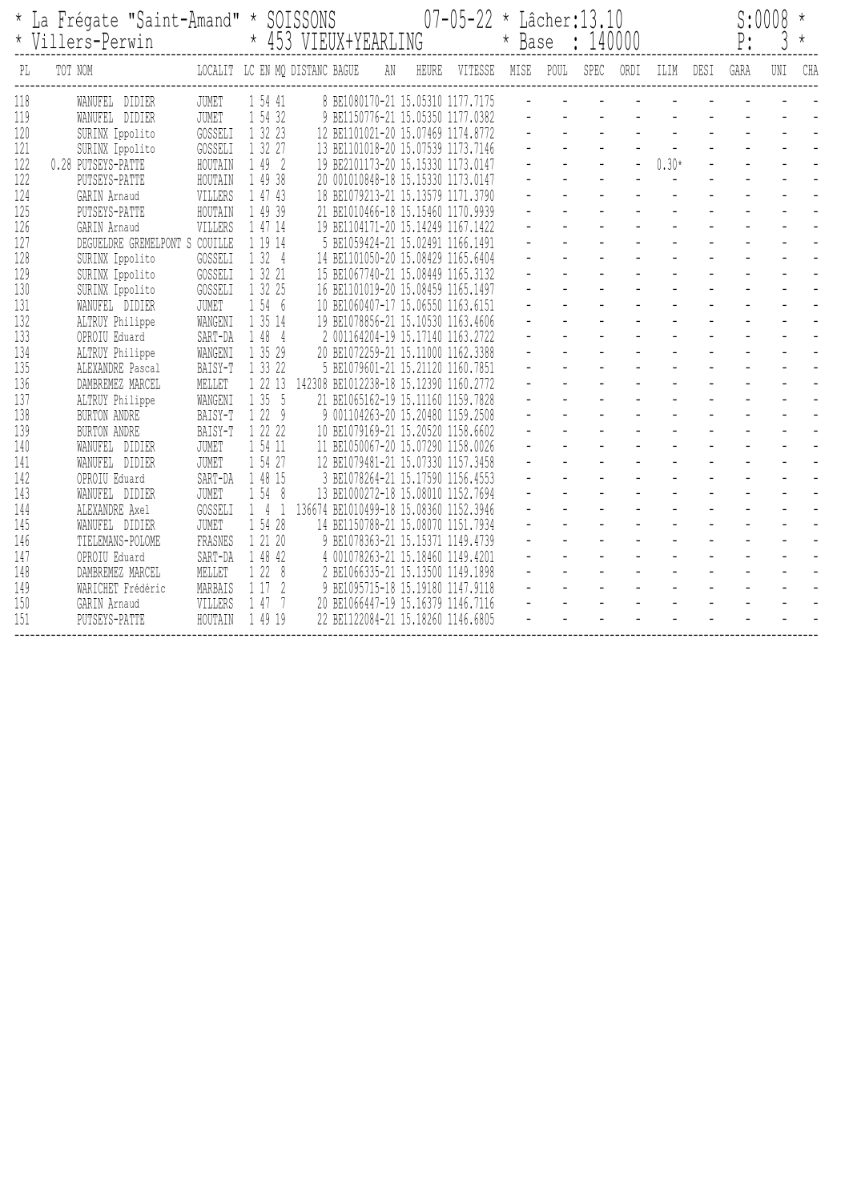\* La Frégate "Saint-Amand" \* SOISSONS 07-05-22 \* Lâcher:13.10 S:0008 \*
\* Villers-Perwin \* 453 VIEUX+YEARLING \* Base : 140000 P: 3 \*

| PL | TOT | NOM | LOCALIT | LC | EN | MQ | DISTANC | BAGUE | AN | HEURE | VITESSE | MISE | POUL | SPEC | ORDI | ILIM | DESI | GARA | UNI | CHA |
|---|---|---|---|---|---|---|---|---|---|---|---|---|---|---|---|---|---|---|---|---|
| 118 | | WANUFEL DIDIER | JUMET | 1 | 54 | 41 | | 8 BE1080170-21 | | 15.05310 | 1177.7175 | - | - | - | - | - | - | - | - | - |
| 119 | | WANUFEL DIDIER | JUMET | 1 | 54 | 32 | | 9 BE1150776-21 | | 15.05350 | 1177.0382 | - | - | - | - | - | - | - | - | - |
| 120 | | SURINX Ippolito | GOSSELI | 1 | 32 | 23 | | 12 BE1101021-20 | | 15.07469 | 1174.8772 | - | - | - | - | - | - | - | - | - |
| 121 | | SURINX Ippolito | GOSSELI | 1 | 32 | 27 | | 13 BE1101018-20 | | 15.07539 | 1173.7146 | - | - | - | - | - | - | - | - | - |
| 122 | 0.28 | PUTSEYS-PATTE | HOUTAIN | 1 | 49 | 2 | | 19 BE2101173-20 | | 15.15330 | 1173.0147 | - | - | - | - | 0.30* | - | - | - | - |
| 122 | | PUTSEYS-PATTE | HOUTAIN | 1 | 49 | 38 | | 20 001010848-18 | | 15.15330 | 1173.0147 | - | - | - | - | - | - | - | - | - |
| 124 | | GARIN Arnaud | VILLERS | 1 | 47 | 43 | | 18 BE1079213-21 | | 15.13579 | 1171.3790 | - | - | - | - | - | - | - | - | - |
| 125 | | PUTSEYS-PATTE | HOUTAIN | 1 | 49 | 39 | | 21 BE1010466-18 | | 15.15460 | 1170.9939 | - | - | - | - | - | - | - | - | - |
| 126 | | GARIN Arnaud | VILLERS | 1 | 47 | 14 | | 19 BE1104171-20 | | 15.14249 | 1167.1422 | - | - | - | - | - | - | - | - | - |
| 127 | | DEGUELDRE GREMELPONT S | COUILLE | 1 | 19 | 14 | | 5 BE1059424-21 | | 15.02491 | 1166.1491 | - | - | - | - | - | - | - | - | - |
| 128 | | SURINX Ippolito | GOSSELI | 1 | 32 | 4 | | 14 BE1101050-20 | | 15.08429 | 1165.6404 | - | - | - | - | - | - | - | - | - |
| 129 | | SURINX Ippolito | GOSSELI | 1 | 32 | 21 | | 15 BE1067740-21 | | 15.08449 | 1165.3132 | - | - | - | - | - | - | - | - | - |
| 130 | | SURINX Ippolito | GOSSELI | 1 | 32 | 25 | | 16 BE1101019-20 | | 15.08459 | 1165.1497 | - | - | - | - | - | - | - | - | - |
| 131 | | WANUFEL DIDIER | JUMET | 1 | 54 | 6 | | 10 BE1060407-17 | | 15.06550 | 1163.6151 | - | - | - | - | - | - | - | - | - |
| 132 | | ALTRUY Philippe | WANGENI | 1 | 35 | 14 | | 19 BE1078856-21 | | 15.10530 | 1163.4606 | - | - | - | - | - | - | - | - | - |
| 133 | | OPROIU Eduard | SART-DA | 1 | 48 | 4 | | 2 001164204-19 | | 15.17140 | 1163.2722 | - | - | - | - | - | - | - | - | - |
| 134 | | ALTRUY Philippe | WANGENI | 1 | 35 | 29 | | 20 BE1072259-21 | | 15.11000 | 1162.3388 | - | - | - | - | - | - | - | - | - |
| 135 | | ALEXANDRE Pascal | BAISY-T | 1 | 33 | 22 | | 5 BE1079601-21 | | 15.21120 | 1160.7851 | - | - | - | - | - | - | - | - | - |
| 136 | | DAMBREMEZ MARCEL | MELLET | 1 | 22 | 13 | 142308 | BE1012238-18 | | 15.12390 | 1160.2772 | - | - | - | - | - | - | - | - | - |
| 137 | | ALTRUY Philippe | WANGENI | 1 | 35 | 5 | | 21 BE1065162-19 | | 15.11160 | 1159.7828 | - | - | - | - | - | - | - | - | - |
| 138 | | BURTON ANDRE | BAISY-T | 1 | 22 | 9 | | 9 001104263-20 | | 15.20480 | 1159.2508 | - | - | - | - | - | - | - | - | - |
| 139 | | BURTON ANDRE | BAISY-T | 1 | 22 | 22 | | 10 BE1079169-21 | | 15.20520 | 1158.6602 | - | - | - | - | - | - | - | - | - |
| 140 | | WANUFEL DIDIER | JUMET | 1 | 54 | 11 | | 11 BE1050067-20 | | 15.07290 | 1158.0026 | - | - | - | - | - | - | - | - | - |
| 141 | | WANUFEL DIDIER | JUMET | 1 | 54 | 27 | | 12 BE1079481-21 | | 15.07330 | 1157.3458 | - | - | - | - | - | - | - | - | - |
| 142 | | OPROIU Eduard | SART-DA | 1 | 48 | 15 | | 3 BE1078264-21 | | 15.17590 | 1156.4553 | - | - | - | - | - | - | - | - | - |
| 143 | | WANUFEL DIDIER | JUMET | 1 | 54 | 8 | | 13 BE1000272-18 | | 15.08010 | 1152.7694 | - | - | - | - | - | - | - | - | - |
| 144 | | ALEXANDRE Axel | GOSSELI | 1 | 4 | 1 | 136674 | BE1010499-18 | | 15.08360 | 1152.3946 | - | - | - | - | - | - | - | - | - |
| 145 | | WANUFEL DIDIER | JUMET | 1 | 54 | 28 | | 14 BE1150788-21 | | 15.08070 | 1151.7934 | - | - | - | - | - | - | - | - | - |
| 146 | | TIELEMANS-POLOME | FRASNES | 1 | 21 | 20 | | 9 BE1078363-21 | | 15.15371 | 1149.4739 | - | - | - | - | - | - | - | - | - |
| 147 | | OPROIU Eduard | SART-DA | 1 | 48 | 42 | | 4 001078263-21 | | 15.18460 | 1149.4201 | - | - | - | - | - | - | - | - | - |
| 148 | | DAMBREMEZ MARCEL | MELLET | 1 | 22 | 8 | | 2 BE1066335-21 | | 15.13500 | 1149.1898 | - | - | - | - | - | - | - | - | - |
| 149 | | WARICHET Frédéric | MARBAIS | 1 | 17 | 2 | | 9 BE1095715-18 | | 15.19180 | 1147.9118 | - | - | - | - | - | - | - | - | - |
| 150 | | GARIN Arnaud | VILLERS | 1 | 47 | 7 | | 20 BE1066447-19 | | 15.16379 | 1146.7116 | - | - | - | - | - | - | - | - | - |
| 151 | | PUTSEYS-PATTE | HOUTAIN | 1 | 49 | 19 | | 22 BE1122084-21 | | 15.18260 | 1146.6805 | - | - | - | - | - | - | - | - | - |